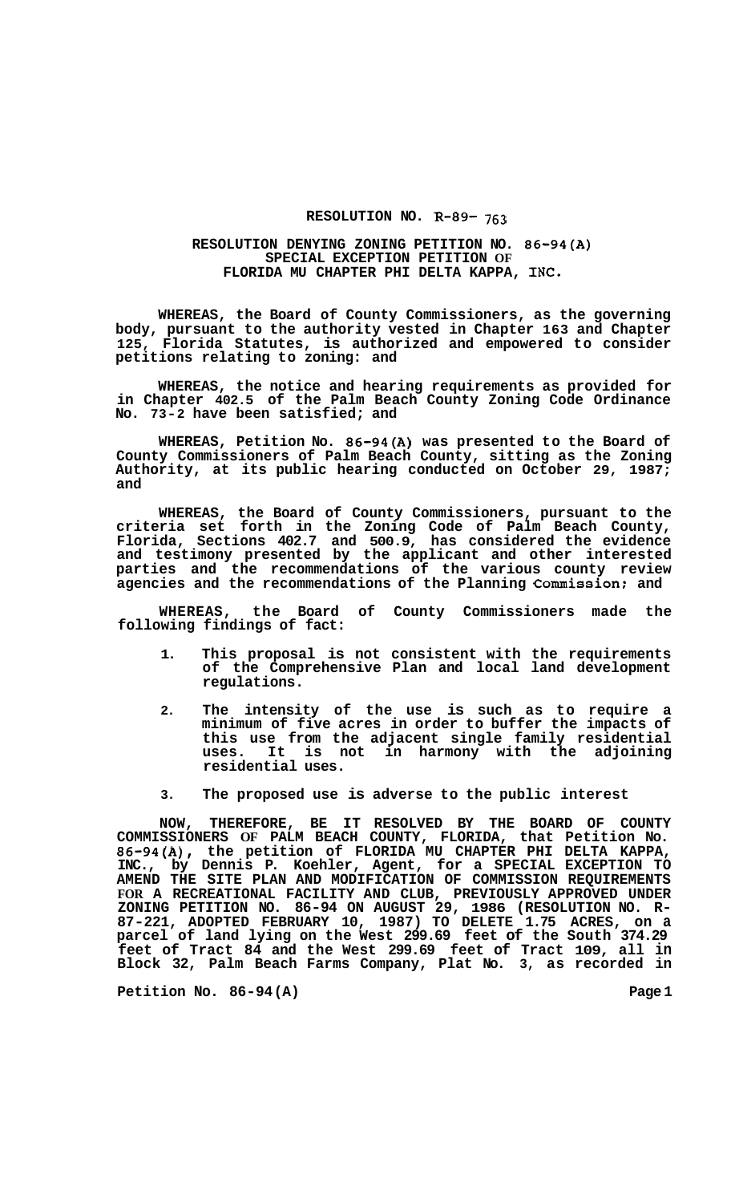**RESOLUTION NO. R-89- 763**

**RESOLUTION DENYING ZONING PETITION NO. 86-94(A)**
**SPECIAL EXCEPTION PETITION OF**
**FLORIDA MU CHAPTER PHI DELTA KAPPA, INC.**

**WHEREAS, the Board of County Commissioners, as the governing body, pursuant to the authority vested in Chapter 163 and Chapter 125, Florida Statutes, is authorized and empowered to consider petitions relating to zoning: and**

**WHEREAS, the notice and hearing requirements as provided for in Chapter 402.5 of the Palm Beach County Zoning Code Ordinance No. 73-2 have been satisfied; and**

**WHEREAS, Petition No. 86-94(A) was presented to the Board of County Commissioners of Palm Beach County, sitting as the Zoning Authority, at its public hearing conducted on October 29, 1987; and**

**WHEREAS, the Board of County Commissioners, pursuant to the criteria set forth in the Zoning Code of Palm Beach County, Florida, Sections 402.7 and 500.9, has considered the evidence and testimony presented by the applicant and other interested parties and the recommendations of the various county review agencies and the recommendations of the Planning Commission; and**

**WHEREAS, the Board of County Commissioners made the following findings of fact:**

1. **This proposal is not consistent with the requirements of the Comprehensive Plan and local land development regulations.**
2. **The intensity of the use is such as to require a minimum of five acres in order to buffer the impacts of this use from the adjacent single family residential uses. It is not in harmony with the adjoining residential uses.**
3. **The proposed use is adverse to the public interest**

**NOW, THEREFORE, BE IT RESOLVED BY THE BOARD OF COUNTY COMMISSIONERS OF PALM BEACH COUNTY, FLORIDA, that Petition No. 86-94(A), the petition of FLORIDA MU CHAPTER PHI DELTA KAPPA, INC., by Dennis P. Koehler, Agent, for a SPECIAL EXCEPTION TO AMEND THE SITE PLAN AND MODIFICATION OF COMMISSION REQUIREMENTS FOR A RECREATIONAL FACILITY AND CLUB, PREVIOUSLY APPROVED UNDER ZONING PETITION NO. 86-94 ON AUGUST 29, 1986 (RESOLUTION NO. R-87-221, ADOPTED FEBRUARY 10, 1987) TO DELETE 1.75 ACRES, on a parcel of land lying on the West 299.69 feet of the South 374.29 feet of Tract 84 and the West 299.69 feet of Tract 109, all in Block 32, Palm Beach Farms Company, Plat No. 3, as recorded in**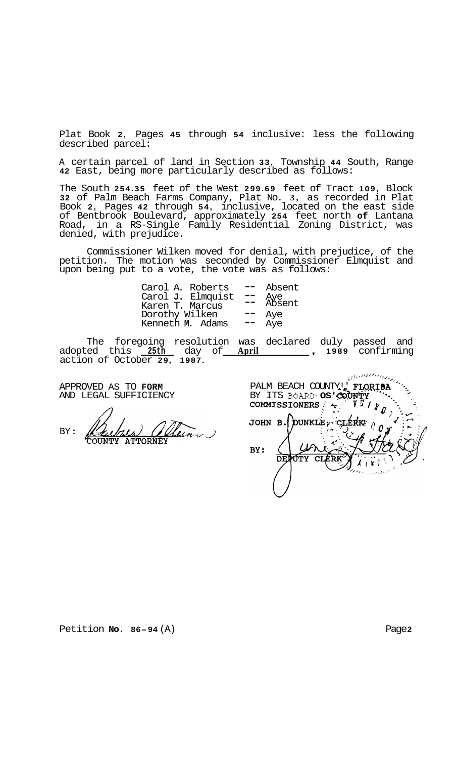Plat Book 2, Pages 45 through 54 inclusive: less the following described parcel:

A certain parcel of land in Section 33, Township 44 South, Range 42 East, being more particularly described as follows:

The South 254.35 feet of the West 299.69 feet of Tract 109, Block 32 of Palm Beach Farms Company, Plat No. 3, as recorded in Plat Book 2, Pages 42 through 54, inclusive, located on the east side of Bentbrook Boulevard, approximately 254 feet north of Lantana Road, in a RS-Single Family Residential Zoning District, was denied, with prejudice.

Commissioner Wilken moved for denial, with prejudice, of the petition. The motion was seconded by Commissioner Elmquist and upon being put to a vote, the vote was as follows:

| | | |
|---|---|---|
| Carol A. Roberts | -- | Absent |
| Carol J. Elmquist | -- | Aye |
| Karen T. Marcus | -- | Absent |
| Dorothy Wilken | -- | Aye |
| Kenneth M. Adams | -- | Aye |

The foregoing resolution was declared duly passed and adopted this 25th day of April, 1989 confirming action of October 29, 1987.

APPROVED AS TO FORM
AND LEGAL SUFFICIENCY

BY: COUNTY ATTORNEY

PALM BEACH COUNTY, FLORIDA
BY ITS BOARD OF COUNTY
COMMISSIONERS

JOHN B. DUNKLE, CLERK

BY: DEPUTY CLERK

Petition No. 86-94 (A)